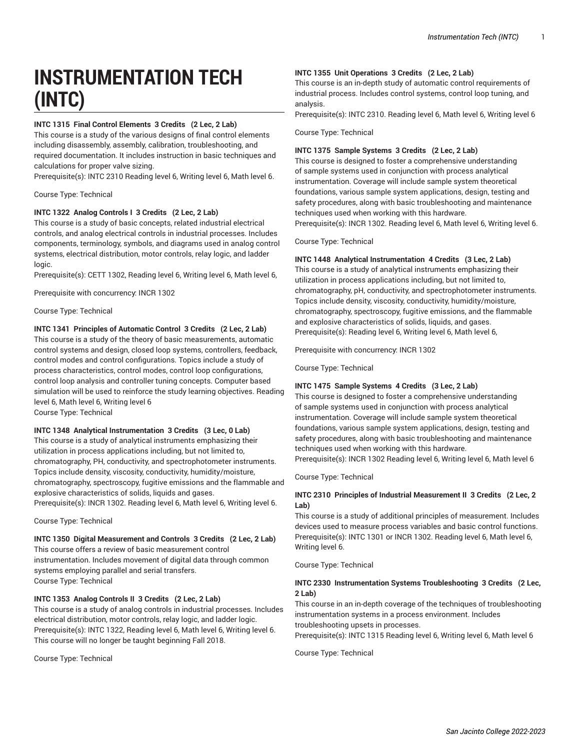# INSTRUMENTATION TECH (INTC)

**INTC 1315 Final Control Elements 3 Credits (2 Lec, 2 Lab)**
This course is a study of the various designs of final control elements including disassembly, assembly, calibration, troubleshooting, and required documentation. It includes instruction in basic techniques and calculations for proper valve sizing.
Prerequisite(s): INTC 2310 Reading level 6, Writing level 6, Math level 6.

Course Type: Technical

**INTC 1322 Analog Controls I 3 Credits (2 Lec, 2 Lab)**
This course is a study of basic concepts, related industrial electrical controls, and analog electrical controls in industrial processes. Includes components, terminology, symbols, and diagrams used in analog control systems, electrical distribution, motor controls, relay logic, and ladder logic.
Prerequisite(s): CETT 1302, Reading level 6, Writing level 6, Math level 6,

Prerequisite with concurrency: INCR 1302

Course Type: Technical

**INTC 1341 Principles of Automatic Control 3 Credits (2 Lec, 2 Lab)**
This course is a study of the theory of basic measurements, automatic control systems and design, closed loop systems, controllers, feedback, control modes and control configurations. Topics include a study of process characteristics, control modes, control loop configurations, control loop analysis and controller tuning concepts. Computer based simulation will be used to reinforce the study learning objectives. Reading level 6, Math level 6, Writing level 6
Course Type: Technical

**INTC 1348 Analytical Instrumentation 3 Credits (3 Lec, 0 Lab)**
This course is a study of analytical instruments emphasizing their utilization in process applications including, but not limited to, chromatography, PH, conductivity, and spectrophotometer instruments. Topics include density, viscosity, conductivity, humidity/moisture, chromatography, spectroscopy, fugitive emissions and the flammable and explosive characteristics of solids, liquids and gases.
Prerequisite(s): INCR 1302. Reading level 6, Math level 6, Writing level 6.

Course Type: Technical

**INTC 1350 Digital Measurement and Controls 3 Credits (2 Lec, 2 Lab)**
This course offers a review of basic measurement control instrumentation. Includes movement of digital data through common systems employing parallel and serial transfers.
Course Type: Technical

**INTC 1353 Analog Controls II 3 Credits (2 Lec, 2 Lab)**
This course is a study of analog controls in industrial processes. Includes electrical distribution, motor controls, relay logic, and ladder logic.
Prerequisite(s): INTC 1322, Reading level 6, Math level 6, Writing level 6. This course will no longer be taught beginning Fall 2018.

Course Type: Technical

**INTC 1355 Unit Operations 3 Credits (2 Lec, 2 Lab)**
This course is an in-depth study of automatic control requirements of industrial process. Includes control systems, control loop tuning, and analysis.
Prerequisite(s): INTC 2310. Reading level 6, Math level 6, Writing level 6

Course Type: Technical

**INTC 1375 Sample Systems 3 Credits (2 Lec, 2 Lab)**
This course is designed to foster a comprehensive understanding of sample systems used in conjunction with process analytical instrumentation. Coverage will include sample system theoretical foundations, various sample system applications, design, testing and safety procedures, along with basic troubleshooting and maintenance techniques used when working with this hardware.
Prerequisite(s): INCR 1302. Reading level 6, Math level 6, Writing level 6.

Course Type: Technical

**INTC 1448 Analytical Instrumentation 4 Credits (3 Lec, 2 Lab)**
This course is a study of analytical instruments emphasizing their utilization in process applications including, but not limited to, chromatography, pH, conductivity, and spectrophotometer instruments. Topics include density, viscosity, conductivity, humidity/moisture, chromatography, spectroscopy, fugitive emissions, and the flammable and explosive characteristics of solids, liquids, and gases.
Prerequisite(s): Reading level 6, Writing level 6, Math level 6,

Prerequisite with concurrency: INCR 1302

Course Type: Technical

**INTC 1475 Sample Systems 4 Credits (3 Lec, 2 Lab)**
This course is designed to foster a comprehensive understanding of sample systems used in conjunction with process analytical instrumentation. Coverage will include sample system theoretical foundations, various sample system applications, design, testing and safety procedures, along with basic troubleshooting and maintenance techniques used when working with this hardware.
Prerequisite(s): INCR 1302 Reading level 6, Writing level 6, Math level 6

Course Type: Technical

**INTC 2310 Principles of Industrial Measurement II 3 Credits (2 Lec, 2 Lab)**
This course is a study of additional principles of measurement. Includes devices used to measure process variables and basic control functions.
Prerequisite(s): INTC 1301 or INCR 1302. Reading level 6, Math level 6, Writing level 6.

Course Type: Technical

**INTC 2330 Instrumentation Systems Troubleshooting 3 Credits (2 Lec, 2 Lab)**
This course in an in-depth coverage of the techniques of troubleshooting instrumentation systems in a process environment. Includes troubleshooting upsets in processes.
Prerequisite(s): INTC 1315 Reading level 6, Writing level 6, Math level 6

Course Type: Technical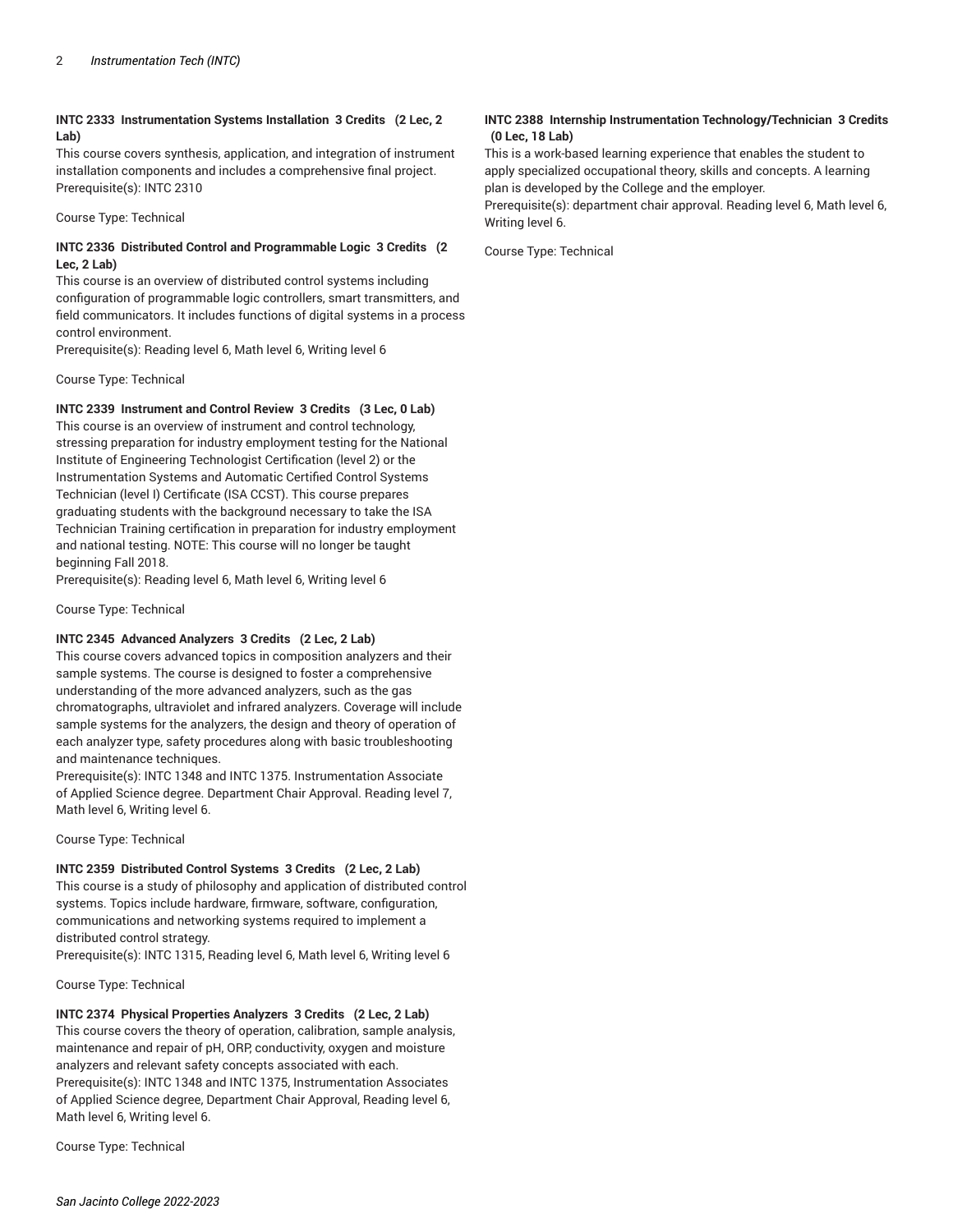**INTC 2333 Instrumentation Systems Installation 3 Credits (2 Lec, 2 Lab)**

This course covers synthesis, application, and integration of instrument installation components and includes a comprehensive final project.
Prerequisite(s): INTC 2310

Course Type: Technical

**INTC 2336 Distributed Control and Programmable Logic 3 Credits (2 Lec, 2 Lab)**

This course is an overview of distributed control systems including configuration of programmable logic controllers, smart transmitters, and field communicators. It includes functions of digital systems in a process control environment.
Prerequisite(s): Reading level 6, Math level 6, Writing level 6

Course Type: Technical

**INTC 2339 Instrument and Control Review 3 Credits (3 Lec, 0 Lab)**

This course is an overview of instrument and control technology, stressing preparation for industry employment testing for the National Institute of Engineering Technologist Certification (level 2) or the Instrumentation Systems and Automatic Certified Control Systems Technician (level I) Certificate (ISA CCST). This course prepares graduating students with the background necessary to take the ISA Technician Training certification in preparation for industry employment and national testing. NOTE: This course will no longer be taught beginning Fall 2018.
Prerequisite(s): Reading level 6, Math level 6, Writing level 6

Course Type: Technical

**INTC 2345 Advanced Analyzers 3 Credits (2 Lec, 2 Lab)**

This course covers advanced topics in composition analyzers and their sample systems. The course is designed to foster a comprehensive understanding of the more advanced analyzers, such as the gas chromatographs, ultraviolet and infrared analyzers. Coverage will include sample systems for the analyzers, the design and theory of operation of each analyzer type, safety procedures along with basic troubleshooting and maintenance techniques.
Prerequisite(s): INTC 1348 and INTC 1375. Instrumentation Associate of Applied Science degree. Department Chair Approval. Reading level 7, Math level 6, Writing level 6.

Course Type: Technical

**INTC 2359 Distributed Control Systems 3 Credits (2 Lec, 2 Lab)**

This course is a study of philosophy and application of distributed control systems. Topics include hardware, firmware, software, configuration, communications and networking systems required to implement a distributed control strategy.
Prerequisite(s): INTC 1315, Reading level 6, Math level 6, Writing level 6

Course Type: Technical

**INTC 2374 Physical Properties Analyzers 3 Credits (2 Lec, 2 Lab)**

This course covers the theory of operation, calibration, sample analysis, maintenance and repair of pH, ORP, conductivity, oxygen and moisture analyzers and relevant safety concepts associated with each.
Prerequisite(s): INTC 1348 and INTC 1375, Instrumentation Associates of Applied Science degree, Department Chair Approval, Reading level 6, Math level 6, Writing level 6.

Course Type: Technical

**INTC 2388 Internship Instrumentation Technology/Technician 3 Credits (0 Lec, 18 Lab)**

This is a work-based learning experience that enables the student to apply specialized occupational theory, skills and concepts. A learning plan is developed by the College and the employer.
Prerequisite(s): department chair approval. Reading level 6, Math level 6, Writing level 6.

Course Type: Technical